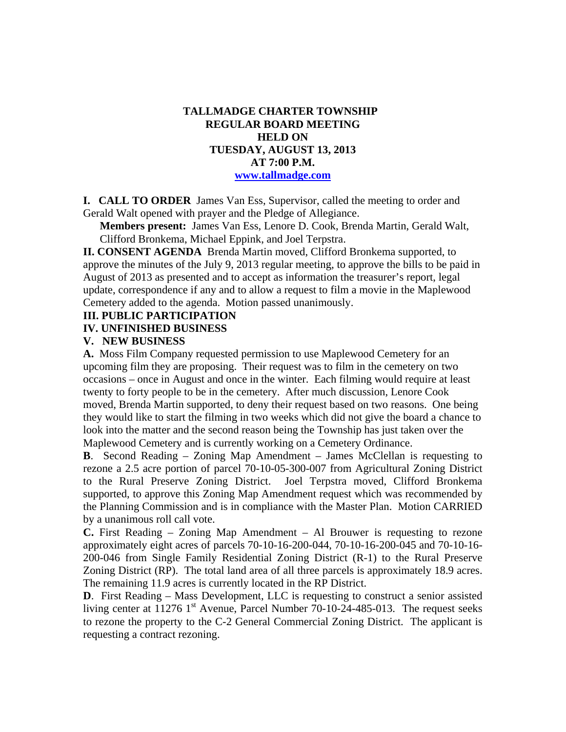# TALLMADGE CHARTER TOWNSHIP
## REGULAR BOARD MEETING
## HELD ON
## TUESDAY, AUGUST 13, 2013
## AT 7:00 P.M.
[www.tallmadge.com](http://www.tallmadge.com)

**I. CALL TO ORDER** James Van Ess, Supervisor, called the meeting to order and Gerald Walt opened with prayer and the Pledge of Allegiance.

**Members present:** James Van Ess, Lenore D. Cook, Brenda Martin, Gerald Walt, Clifford Bronkema, Michael Eppink, and Joel Terpstra.

**II. CONSENT AGENDA** Brenda Martin moved, Clifford Bronkema supported, to approve the minutes of the July 9, 2013 regular meeting, to approve the bills to be paid in August of 2013 as presented and to accept as information the treasurer's report, legal update, correspondence if any and to allow a request to film a movie in the Maplewood Cemetery added to the agenda. Motion passed unanimously.

**III. PUBLIC PARTICIPATION**

**IV. UNFINISHED BUSINESS**

**V. NEW BUSINESS**

**A.** Moss Film Company requested permission to use Maplewood Cemetery for an upcoming film they are proposing. Their request was to film in the cemetery on two occasions – once in August and once in the winter. Each filming would require at least twenty to forty people to be in the cemetery. After much discussion, Lenore Cook moved, Brenda Martin supported, to deny their request based on two reasons. One being they would like to start the filming in two weeks which did not give the board a chance to look into the matter and the second reason being the Township has just taken over the Maplewood Cemetery and is currently working on a Cemetery Ordinance.

**B**. Second Reading – Zoning Map Amendment – James McClellan is requesting to rezone a 2.5 acre portion of parcel 70-10-05-300-007 from Agricultural Zoning District to the Rural Preserve Zoning District. Joel Terpstra moved, Clifford Bronkema supported, to approve this Zoning Map Amendment request which was recommended by the Planning Commission and is in compliance with the Master Plan. Motion CARRIED by a unanimous roll call vote.

**C.** First Reading – Zoning Map Amendment – Al Brouwer is requesting to rezone approximately eight acres of parcels 70-10-16-200-044, 70-10-16-200-045 and 70-10-16-200-046 from Single Family Residential Zoning District (R-1) to the Rural Preserve Zoning District (RP). The total land area of all three parcels is approximately 18.9 acres. The remaining 11.9 acres is currently located in the RP District.

**D**. First Reading – Mass Development, LLC is requesting to construct a senior assisted living center at 11276 1st Avenue, Parcel Number 70-10-24-485-013. The request seeks to rezone the property to the C-2 General Commercial Zoning District. The applicant is requesting a contract rezoning.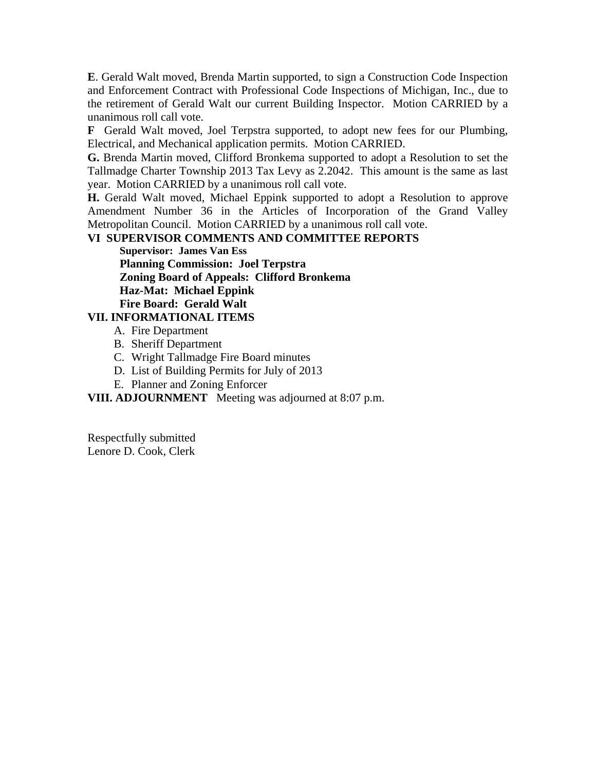**E**. Gerald Walt moved, Brenda Martin supported, to sign a Construction Code Inspection and Enforcement Contract with Professional Code Inspections of Michigan, Inc., due to the retirement of Gerald Walt our current Building Inspector. Motion CARRIED by a unanimous roll call vote.

**F** Gerald Walt moved, Joel Terpstra supported, to adopt new fees for our Plumbing, Electrical, and Mechanical application permits. Motion CARRIED.

**G.** Brenda Martin moved, Clifford Bronkema supported to adopt a Resolution to set the Tallmadge Charter Township 2013 Tax Levy as 2.2042. This amount is the same as last year. Motion CARRIED by a unanimous roll call vote.

**H.** Gerald Walt moved, Michael Eppink supported to adopt a Resolution to approve Amendment Number 36 in the Articles of Incorporation of the Grand Valley Metropolitan Council. Motion CARRIED by a unanimous roll call vote.

**VI SUPERVISOR COMMENTS AND COMMITTEE REPORTS**

**Supervisor: James Van Ess**
**Planning Commission: Joel Terpstra**
**Zoning Board of Appeals: Clifford Bronkema**
**Haz-Mat: Michael Eppink**
**Fire Board: Gerald Walt**

**VII. INFORMATIONAL ITEMS**

A. Fire Department
B. Sheriff Department
C. Wright Tallmadge Fire Board minutes
D. List of Building Permits for July of 2013
E. Planner and Zoning Enforcer

**VIII. ADJOURNMENT** Meeting was adjourned at 8:07 p.m.

Respectfully submitted
Lenore D. Cook, Clerk